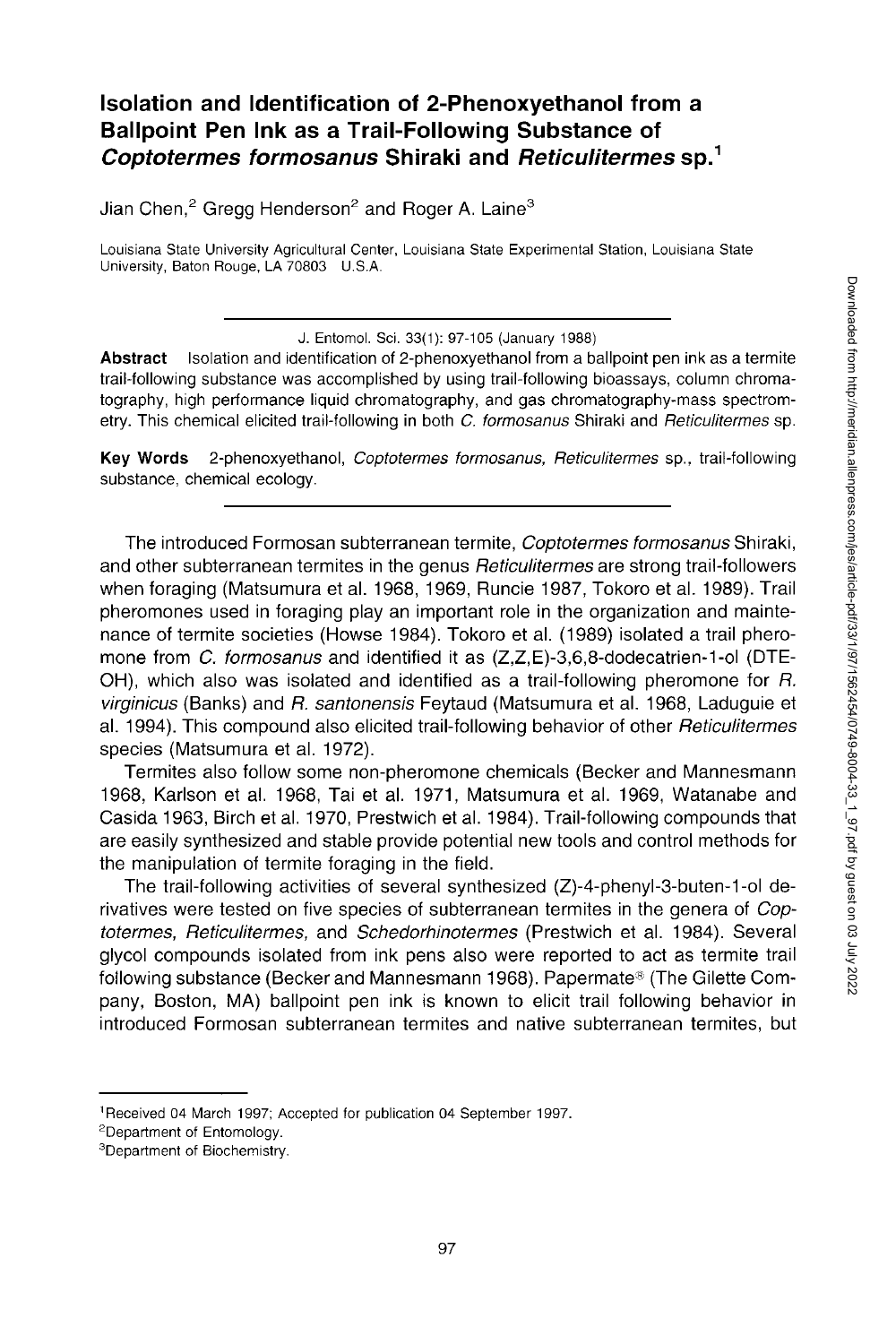# Isolation and Identification of 2-Phenoxyethanol from a Ballpoint Pen Ink as a Trail-Following Substance of *Coptotermes formosanus* Shiraki and *Reticulitermes* sp.[1]

Jian Chen,[2] Gregg Henderson[2] and Roger A. Laine[3]

Louisiana State University Agricultural Center, Louisiana State Experimental Station, Louisiana State University, Baton Rouge, LA 70803 U.S.A.

J. Entomol. Sci. 33(1): 97-105 (January 1988)

**Abstract** Isolation and identification of 2-phenoxyethanol from a ballpoint pen ink as a termite trail-following substance was accomplished by using trail-following bioassays, column chromatography, high performance liquid chromatography, and gas chromatography-mass spectrometry. This chemical elicited trail-following in both *C. formosanus* Shiraki and *Reticulitermes* sp.

**Key Words** 2-phenoxyethanol, *Coptotermes formosanus*, *Reticulitermes* sp., trail-following substance, chemical ecology.

The introduced Formosan subterranean termite, *Coptotermes formosanus* Shiraki, and other subterranean termites in the genus *Reticulitermes* are strong trail-followers when foraging (Matsumura et al. 1968, 1969, Runcie 1987, Tokoro et al. 1989). Trail pheromones used in foraging play an important role in the organization and maintenance of termite societies (Howse 1984). Tokoro et al. (1989) isolated a trail pheromone from *C. formosanus* and identified it as (Z,Z,E)-3,6,8-dodecatrien-1-ol (DTE-OH), which also was isolated and identified as a trail-following pheromone for *R. virginicus* (Banks) and *R. santonensis* Feytaud (Matsumura et al. 1968, Laduguie et al. 1994). This compound also elicited trail-following behavior of other *Reticulitermes* species (Matsumura et al. 1972).

Termites also follow some non-pheromone chemicals (Becker and Mannesmann 1968, Karlson et al. 1968, Tai et al. 1971, Matsumura et al. 1969, Watanabe and Casida 1963, Birch et al. 1970, Prestwich et al. 1984). Trail-following compounds that are easily synthesized and stable provide potential new tools and control methods for the manipulation of termite foraging in the field.

The trail-following activities of several synthesized (Z)-4-phenyl-3-buten-1-ol derivatives were tested on five species of subterranean termites in the genera of *Coptotermes, Reticulitermes,* and *Schedorhinotermes* (Prestwich et al. 1984). Several glycol compounds isolated from ink pens also were reported to act as termite trail following substance (Becker and Mannesmann 1968). Papermate® (The Gilette Company, Boston, MA) ballpoint pen ink is known to elicit trail following behavior in introduced Formosan subterranean termites and native subterranean termites, but

---

[1] Received 04 March 1997; Accepted for publication 04 September 1997.

[2] Department of Entomology.

[3] Department of Biochemistry.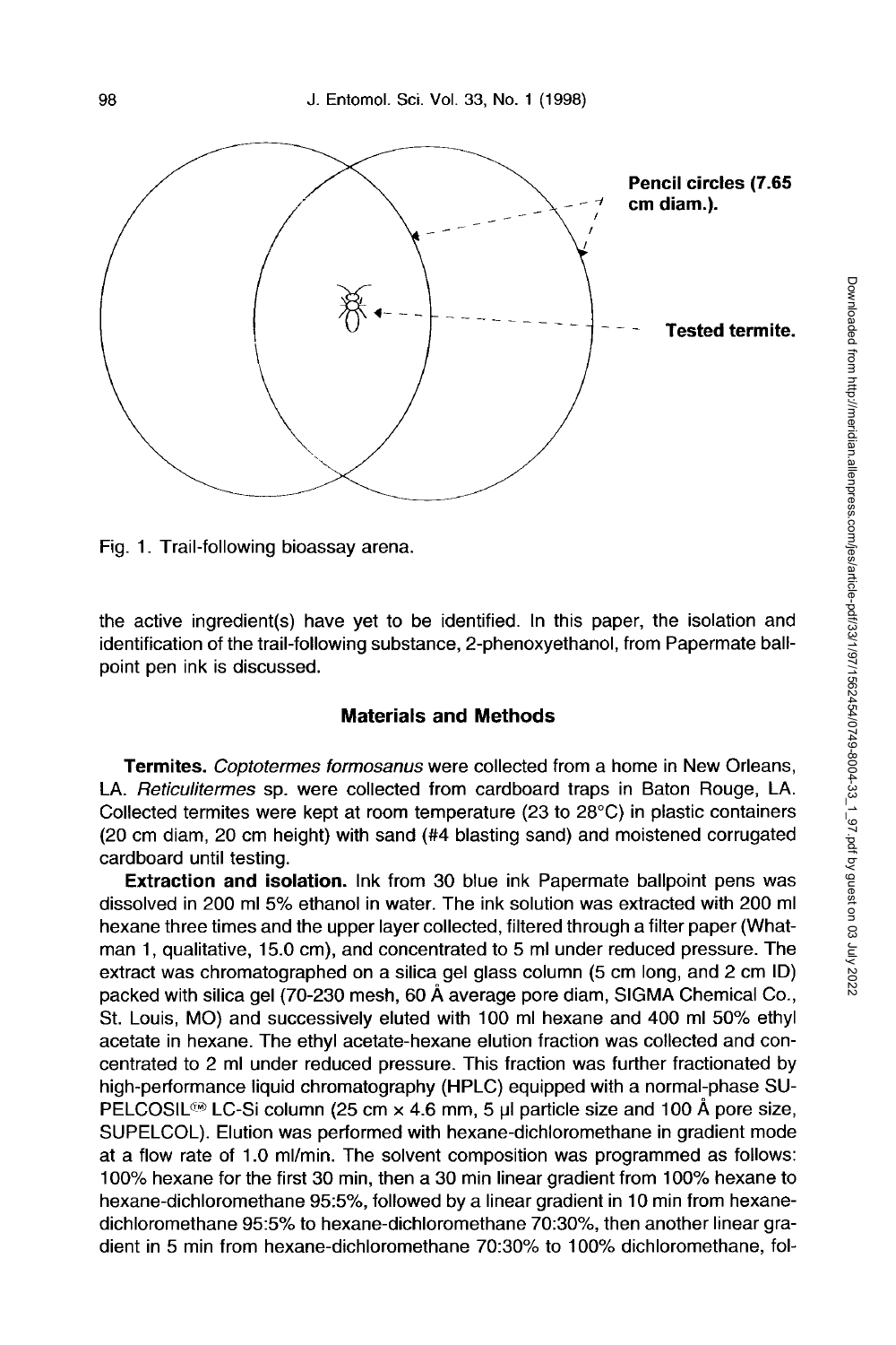Fig. 1. Trail-following bioassay arena.

the active ingredient(s) have yet to be identified. In this paper, the isolation and identification of the trail-following substance, 2-phenoxyethanol, from Papermate ballpoint pen ink is discussed.

## Materials and Methods

**Termites.** *Coptotermes formosanus* were collected from a home in New Orleans, LA. *Reticulitermes* sp. were collected from cardboard traps in Baton Rouge, LA. Collected termites were kept at room temperature (23 to 28°C) in plastic containers (20 cm diam, 20 cm height) with sand (#4 blasting sand) and moistened corrugated cardboard until testing.

**Extraction and isolation.** Ink from 30 blue ink Papermate ballpoint pens was dissolved in 200 ml 5% ethanol in water. The ink solution was extracted with 200 ml hexane three times and the upper layer collected, filtered through a filter paper (Whatman 1, qualitative, 15.0 cm), and concentrated to 5 ml under reduced pressure. The extract was chromatographed on a silica gel glass column (5 cm long, and 2 cm ID) packed with silica gel (70-230 mesh, 60 Å average pore diam, SIGMA Chemical Co., St. Louis, MO) and successively eluted with 100 ml hexane and 400 ml 50% ethyl acetate in hexane. The ethyl acetate-hexane elution fraction was collected and concentrated to 2 ml under reduced pressure. This fraction was further fractionated by high-performance liquid chromatography (HPLC) equipped with a normal-phase SUPELCOSIL™ LC-Si column (25 cm × 4.6 mm, 5 µl particle size and 100 Å pore size, SUPELCOL). Elution was performed with hexane-dichloromethane in gradient mode at a flow rate of 1.0 ml/min. The solvent composition was programmed as follows: 100% hexane for the first 30 min, then a 30 min linear gradient from 100% hexane to hexane-dichloromethane 95:5%, followed by a linear gradient in 10 min from hexane-dichloromethane 95:5% to hexane-dichloromethane 70:30%, then another linear gradient in 5 min from hexane-dichloromethane 70:30% to 100% dichloromethane, fol-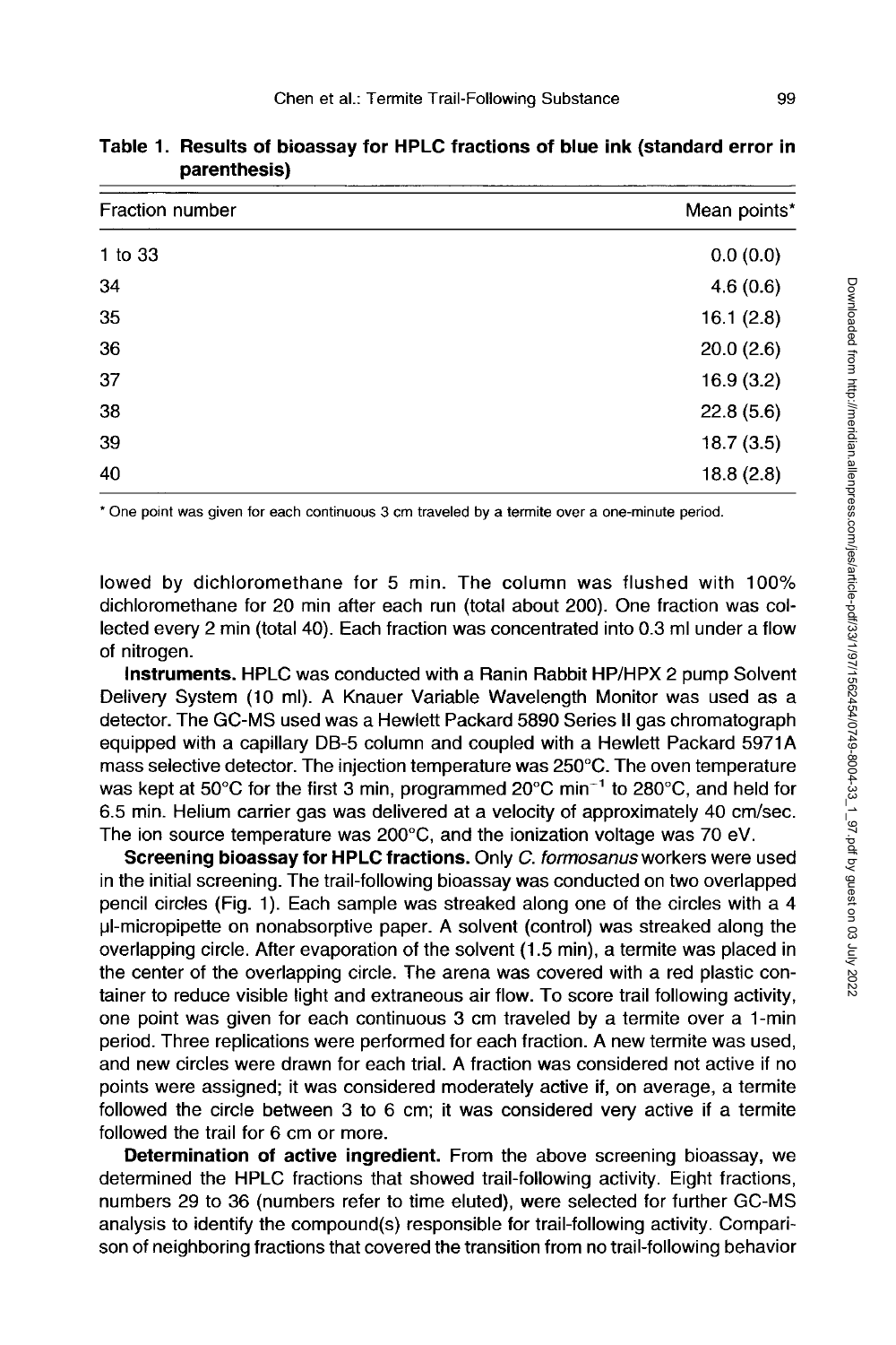**Table 1. Results of bioassay for HPLC fractions of blue ink (standard error in parenthesis)**

| Fraction number | Mean points* |
|---|---|
| 1 to 33 | 0.0 (0.0) |
| 34 | 4.6 (0.6) |
| 35 | 16.1 (2.8) |
| 36 | 20.0 (2.6) |
| 37 | 16.9 (3.2) |
| 38 | 22.8 (5.6) |
| 39 | 18.7 (3.5) |
| 40 | 18.8 (2.8) |

* One point was given for each continuous 3 cm traveled by a termite over a one-minute period.

lowed by dichloromethane for 5 min. The column was flushed with 100% dichloromethane for 20 min after each run (total about 200). One fraction was collected every 2 min (total 40). Each fraction was concentrated into 0.3 ml under a flow of nitrogen.

**Instruments.** HPLC was conducted with a Ranin Rabbit HP/HPX 2 pump Solvent Delivery System (10 ml). A Knauer Variable Wavelength Monitor was used as a detector. The GC-MS used was a Hewlett Packard 5890 Series II gas chromatograph equipped with a capillary DB-5 column and coupled with a Hewlett Packard 5971A mass selective detector. The injection temperature was 250°C. The oven temperature was kept at 50°C for the first 3 min, programmed 20°C $min^{-1}$ to 280°C, and held for 6.5 min. Helium carrier gas was delivered at a velocity of approximately 40 cm/sec. The ion source temperature was 200°C, and the ionization voltage was 70 eV.

**Screening bioassay for HPLC fractions.** Only *C. formosanus* workers were used in the initial screening. The trail-following bioassay was conducted on two overlapped pencil circles (Fig. 1). Each sample was streaked along one of the circles with a 4 µl-micropipette on nonabsorptive paper. A solvent (control) was streaked along the overlapping circle. After evaporation of the solvent (1.5 min), a termite was placed in the center of the overlapping circle. The arena was covered with a red plastic container to reduce visible light and extraneous air flow. To score trail following activity, one point was given for each continuous 3 cm traveled by a termite over a 1-min period. Three replications were performed for each fraction. A new termite was used, and new circles were drawn for each trial. A fraction was considered not active if no points were assigned; it was considered moderately active if, on average, a termite followed the circle between 3 to 6 cm; it was considered very active if a termite followed the trail for 6 cm or more.

**Determination of active ingredient.** From the above screening bioassay, we determined the HPLC fractions that showed trail-following activity. Eight fractions, numbers 29 to 36 (numbers refer to time eluted), were selected for further GC-MS analysis to identify the compound(s) responsible for trail-following activity. Comparison of neighboring fractions that covered the transition from no trail-following behavior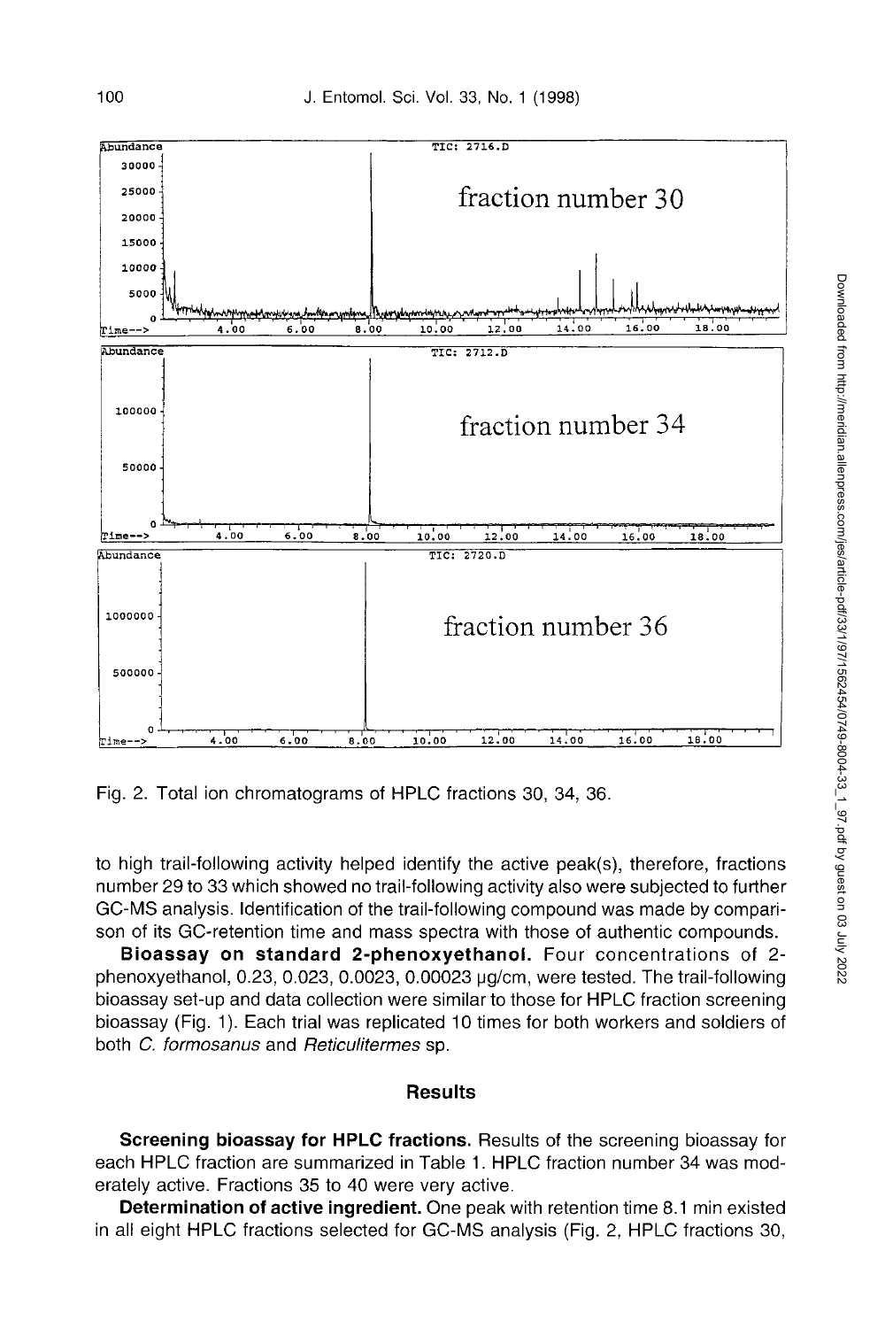Fig. 2. Total ion chromatograms of HPLC fractions 30, 34, 36.

to high trail-following activity helped identify the active peak(s), therefore, fractions number 29 to 33 which showed no trail-following activity also were subjected to further GC-MS analysis. Identification of the trail-following compound was made by comparison of its GC-retention time and mass spectra with those of authentic compounds.

**Bioassay on standard 2-phenoxyethanol.** Four concentrations of 2-phenoxyethanol, 0.23, 0.023, 0.0023, 0.00023 μg/cm, were tested. The trail-following bioassay set-up and data collection were similar to those for HPLC fraction screening bioassay (Fig. 1). Each trial was replicated 10 times for both workers and soldiers of both *C. formosanus* and *Reticulitermes* sp.

## Results

**Screening bioassay for HPLC fractions.** Results of the screening bioassay for each HPLC fraction are summarized in Table 1. HPLC fraction number 34 was moderately active. Fractions 35 to 40 were very active.

**Determination of active ingredient.** One peak with retention time 8.1 min existed in all eight HPLC fractions selected for GC-MS analysis (Fig. 2, HPLC fractions 30,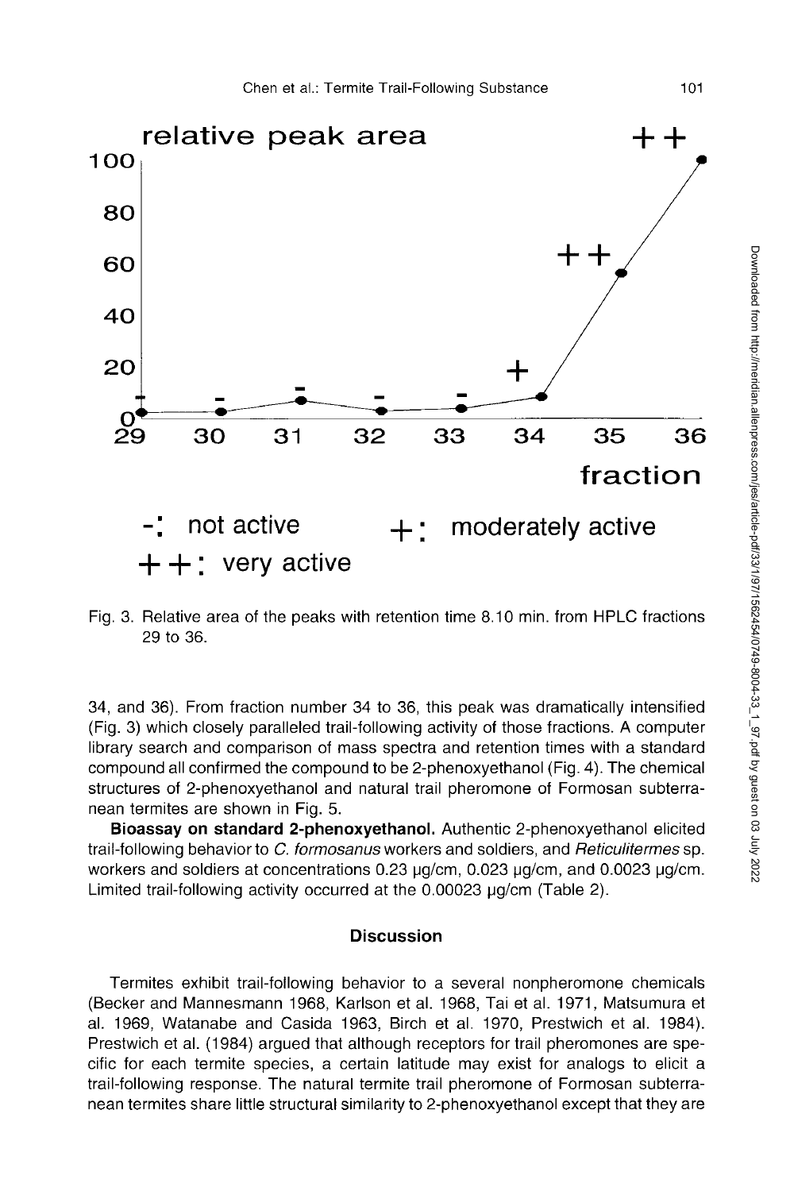Fig. 3. Relative area of the peaks with retention time 8.10 min. from HPLC fractions 29 to 36.

34, and 36). From fraction number 34 to 36, this peak was dramatically intensified (Fig. 3) which closely paralleled trail-following activity of those fractions. A computer library search and comparison of mass spectra and retention times with a standard compound all confirmed the compound to be 2-phenoxyethanol (Fig. 4). The chemical structures of 2-phenoxyethanol and natural trail pheromone of Formosan subterranean termites are shown in Fig. 5.

**Bioassay on standard 2-phenoxyethanol.** Authentic 2-phenoxyethanol elicited trail-following behavior to *C. formosanus* workers and soldiers, and *Reticulitermes* sp. workers and soldiers at concentrations 0.23 μg/cm, 0.023 μg/cm, and 0.0023 μg/cm. Limited trail-following activity occurred at the 0.00023 μg/cm (Table 2).

## Discussion

Termites exhibit trail-following behavior to a several nonpheromone chemicals (Becker and Mannesmann 1968, Karlson et al. 1968, Tai et al. 1971, Matsumura et al. 1969, Watanabe and Casida 1963, Birch et al. 1970, Prestwich et al. 1984). Prestwich et al. (1984) argued that although receptors for trail pheromones are specific for each termite species, a certain latitude may exist for analogs to elicit a trail-following response. The natural termite trail pheromone of Formosan subterranean termites share little structural similarity to 2-phenoxyethanol except that they are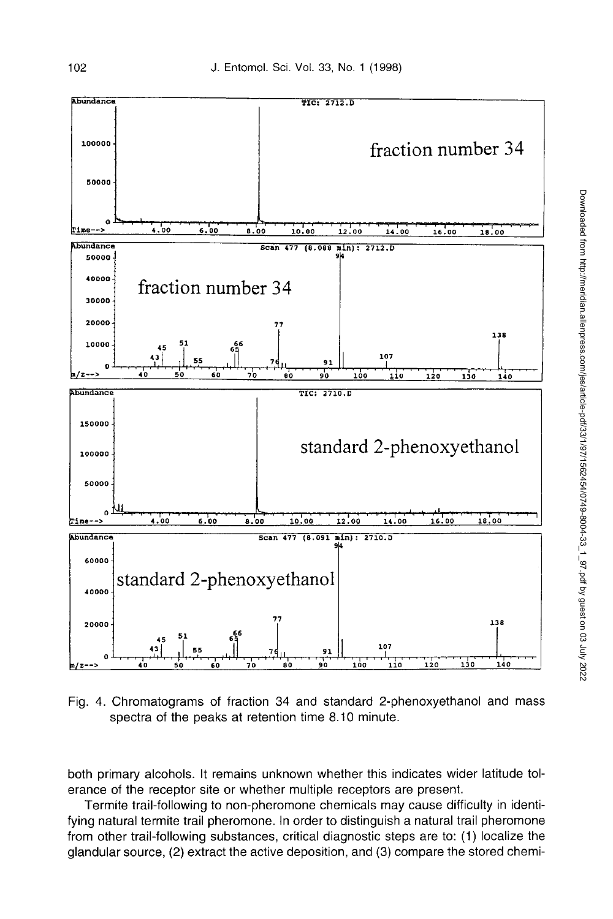Fig. 4. Chromatograms of fraction 34 and standard 2-phenoxyethanol and mass spectra of the peaks at retention time 8.10 minute.

both primary alcohols. It remains unknown whether this indicates wider latitude tolerance of the receptor site or whether multiple receptors are present.

Termite trail-following to non-pheromone chemicals may cause difficulty in identifying natural termite trail pheromone. In order to distinguish a natural trail pheromone from other trail-following substances, critical diagnostic steps are to: (1) localize the glandular source, (2) extract the active deposition, and (3) compare the stored chemi-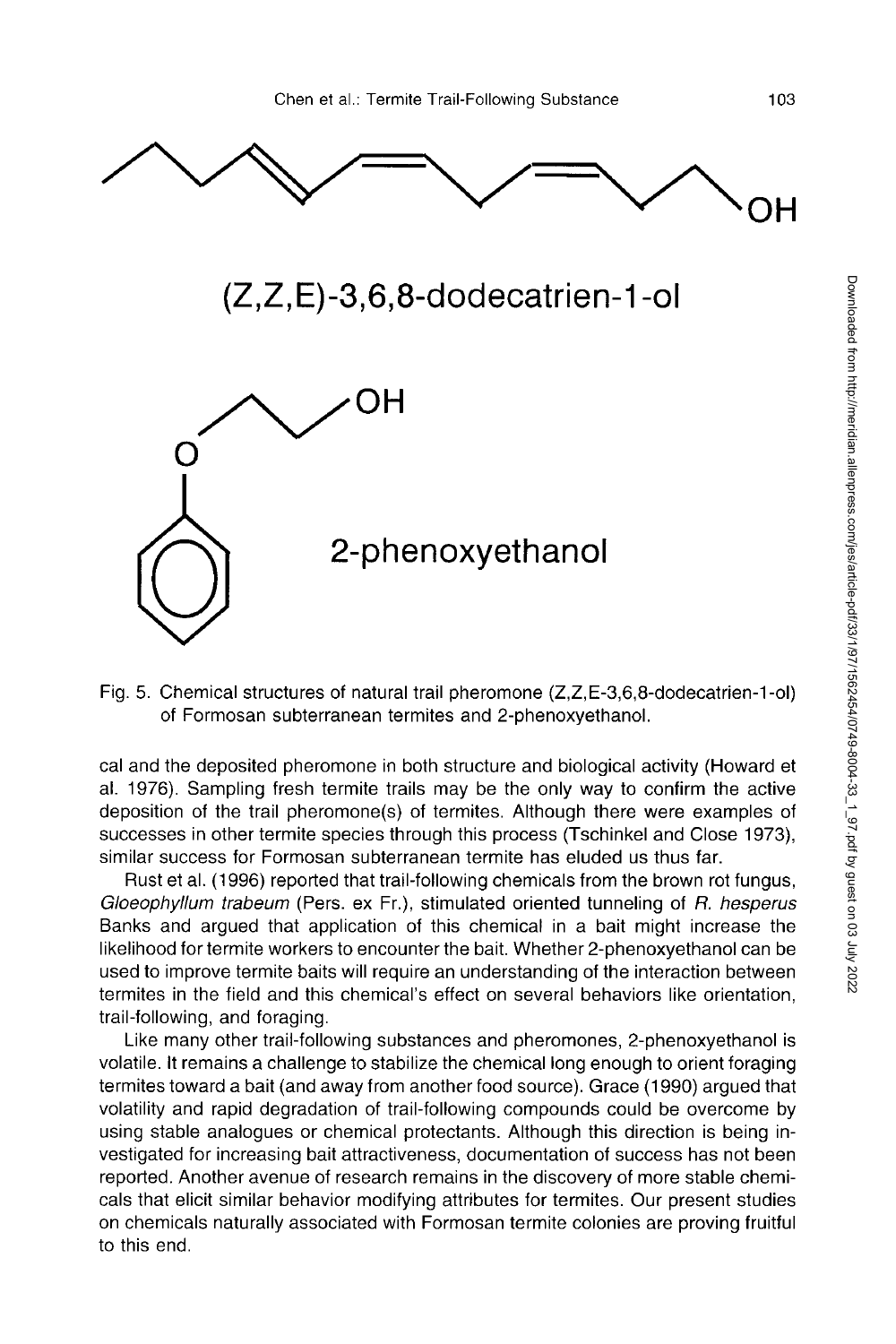(Z,Z,E)-3,6,8-dodecatrien-1-ol

2-phenoxyethanol

Fig. 5. Chemical structures of natural trail pheromone (Z,Z,E-3,6,8-dodecatrien-1-ol) of Formosan subterranean termites and 2-phenoxyethanol.

cal and the deposited pheromone in both structure and biological activity (Howard et al. 1976). Sampling fresh termite trails may be the only way to confirm the active deposition of the trail pheromone(s) of termites. Although there were examples of successes in other termite species through this process (Tschinkel and Close 1973), similar success for Formosan subterranean termite has eluded us thus far.

Rust et al. (1996) reported that trail-following chemicals from the brown rot fungus, *Gloeophyllum trabeum* (Pers. ex Fr.), stimulated oriented tunneling of *R. hesperus* Banks and argued that application of this chemical in a bait might increase the likelihood for termite workers to encounter the bait. Whether 2-phenoxyethanol can be used to improve termite baits will require an understanding of the interaction between termites in the field and this chemical's effect on several behaviors like orientation, trail-following, and foraging.

Like many other trail-following substances and pheromones, 2-phenoxyethanol is volatile. It remains a challenge to stabilize the chemical long enough to orient foraging termites toward a bait (and away from another food source). Grace (1990) argued that volatility and rapid degradation of trail-following compounds could be overcome by using stable analogues or chemical protectants. Although this direction is being investigated for increasing bait attractiveness, documentation of success has not been reported. Another avenue of research remains in the discovery of more stable chemicals that elicit similar behavior modifying attributes for termites. Our present studies on chemicals naturally associated with Formosan termite colonies are proving fruitful to this end.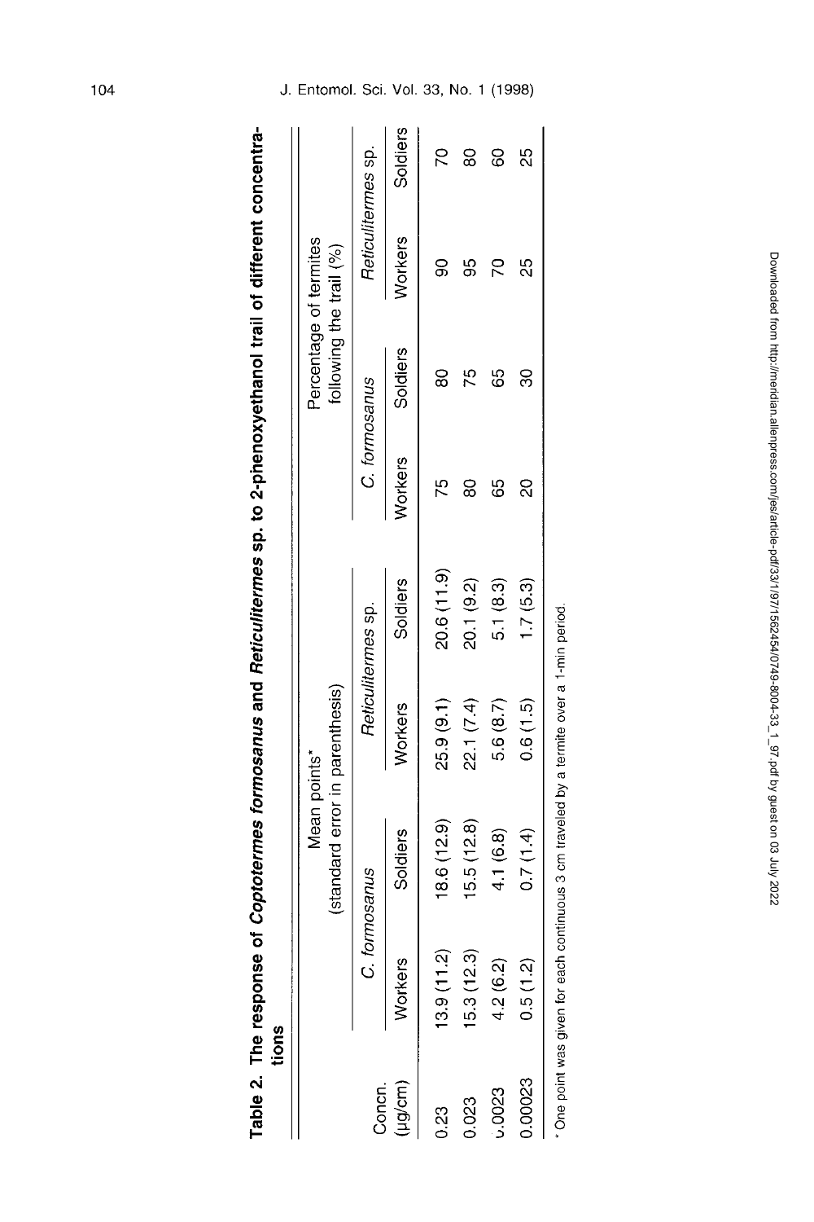**Table 2. The response of *Coptotermes formosanus* and *Reticulitermes* sp. to 2-phenoxyethanol trail of different concentrations**

| Concn. (µg/cm) | Mean points* (standard error in parenthesis) | | | | Percentage of termites following the trail (%) | | | |
|---|---|---|---|---|---|---|---|---|
| | *C. formosanus* | | *Reticulitermes* sp. | | *C. formosanus* | | *Reticulitermes* sp. | |
| | Workers | Soldiers | Workers | Soldiers | Workers | Soldiers | Workers | Soldiers |
| 0.23 | 13.9 (11.2) | 18.6 (12.9) | 25.9 (9.1) | 20.6 (11.9) | 75 | 80 | 90 | 70 |
| 0.023 | 15.3 (12.3) | 15.5 (12.8) | 22.1 (7.4) | 20.1 (9.2) | 80 | 75 | 95 | 80 |
| 0.0023 | 4.2 (6.2) | 4.1 (6.8) | 5.6 (8.7) | 5.1 (8.3) | 65 | 65 | 70 | 60 |
| 0.00023 | 0.5 (1.2) | 0.7 (1.4) | 0.6 (1.5) | 1.7 (5.3) | 20 | 30 | 25 | 25 |

* One point was given for each continuous 3 cm traveled by a termite over a 1-min period.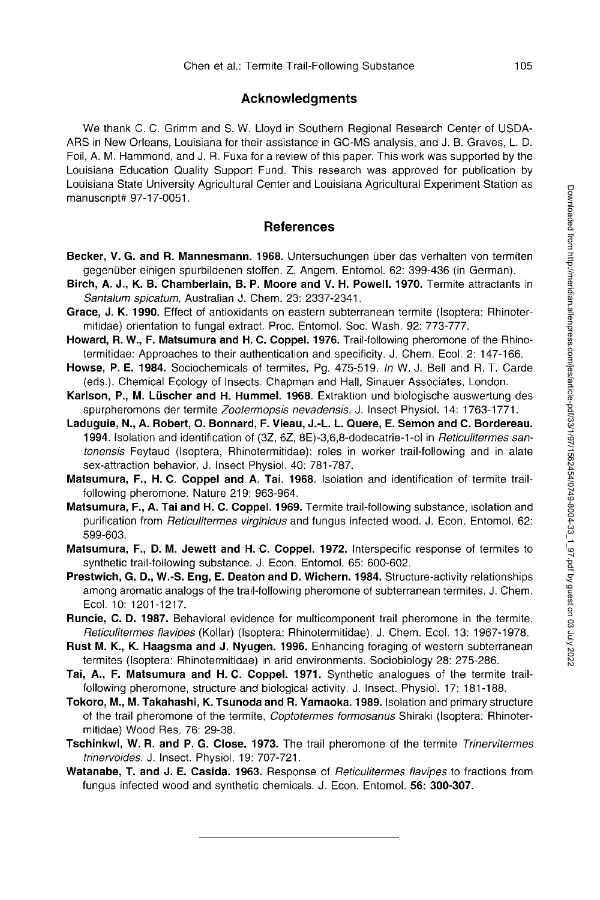## Acknowledgments

We thank C. C. Grimm and S. W. Lloyd in Southern Regional Research Center of USDA-ARS in New Orleans, Louisiana for their assistance in GC-MS analysis, and J. B. Graves, L. D. Foil, A. M. Hammond, and J. R. Fuxa for a review of this paper. This work was supported by the Louisiana Education Quality Support Fund. This research was approved for publication by Louisiana State University Agricultural Center and Louisiana Agricultural Experiment Station as manuscript# 97-17-0051.

## References

**Becker, V. G. and R. Mannesmann. 1968.** Untersuchungen über das verhalten von termiten gegenüber einigen spurbildenen stoffen. Z. Angem. Entomol. 62: 399-436 (in German).

**Birch, A. J., K. B. Chamberlain, B. P. Moore and V. H. Powell. 1970.** Termite attractants in *Santalum spicatum,* Australian J. Chem. 23: 2337-2341.

**Grace, J. K. 1990.** Effect of antioxidants on eastern subterranean termite (Isoptera: Rhinotermitidae) orientation to fungal extract. Proc. Entomol. Soc. Wash. 92: 773-777.

**Howard, R. W., F. Matsumura and H. C. Coppel. 1976.** Trail-following pheromone of the Rhinotermitidae: Approaches to their authentication and specificity. J. Chem. Ecol. 2: 147-166.

**Howse, P. E. 1984.** Sociochemicals of termites, Pg. 475-519. *In* W. J. Bell and R. T. Carde (eds.), Chemical Ecology of Insects. Chapman and Hall, Sinauer Associates, London.

**Karlson, P., M. Lüscher and H. Hummel. 1968.** Extraktion und biologische auswertung des spurpheromons der termite *Zootermopsis nevadensis.* J. Insect Physiol. 14: 1763-1771.

**Laduguie, N., A. Robert, O. Bonnard, F. Vieau, J.-L. L. Quere, E. Semon and C. Bordereau. 1994.** Isolation and identification of (3Z, 6Z, 8E)-3,6,8-dodecatrie-1-ol in *Reticulitermes santonensis* Feytaud (Isoptera, Rhinotermitidae): roles in worker trail-following and in alate sex-attraction behavior. J. Insect Physiol. 40: 781-787.

**Matsumura, F., H. C. Coppel and A. Tai. 1968.** Isolation and identification of termite trail-following pheromone. Nature 219: 963-964.

**Matsumura, F., A. Tai and H. C. Coppel. 1969.** Termite trail-following substance, isolation and purification from *Reticulitermes virginicus* and fungus infected wood. J. Econ. Entomol. 62: 599-603.

**Matsumura, F., D. M. Jewett and H. C. Coppel. 1972.** Interspecific response of termites to synthetic trail-following substance. J. Econ. Entomol. 65: 600-602.

**Prestwich, G. D., W.-S. Eng, E. Deaton and D. Wichern. 1984.** Structure-activity relationships among aromatic analogs of the trail-following pheromone of subterranean termites. J. Chem. Ecol. 10: 1201-1217.

**Runcie, C. D. 1987.** Behavioral evidence for multicomponent trail pheromone in the termite, *Reticulitermes flavipes* (Kollar) (Isoptera: Rhinotermitidae). J. Chem. Ecol. 13: 1967-1978.

**Rust M. K., K. Haagsma and J. Nyugen. 1996.** Enhancing foraging of western subterranean termites (Isoptera: Rhinotermitidae) in arid environments. Sociobiology 28: 275-286.

**Tai, A., F. Matsumura and H. C. Coppel. 1971.** Synthetic analogues of the termite trail-following pheromone, structure and biological activity. J. Insect. Physiol. 17: 181-188.

**Tokoro, M., M. Takahashi, K. Tsunoda and R. Yamaoka. 1989.** Isolation and primary structure of the trail pheromone of the termite, *Coptotermes formosanus* Shiraki (Isoptera: Rhinotermitidae) Wood Res. 76: 29-38.

**Tschinkwl, W. R. and P. G. Close. 1973.** The trail pheromone of the termite *Trinervitermes trinervoides.* J. Insect. Physiol. 19: 707-721.

**Watanabe, T. and J. E. Casida. 1963.** Response of *Reticulitermes flavipes* to fractions from fungus infected wood and synthetic chemicals. J. Econ. Entomol. **56: 300-307.**